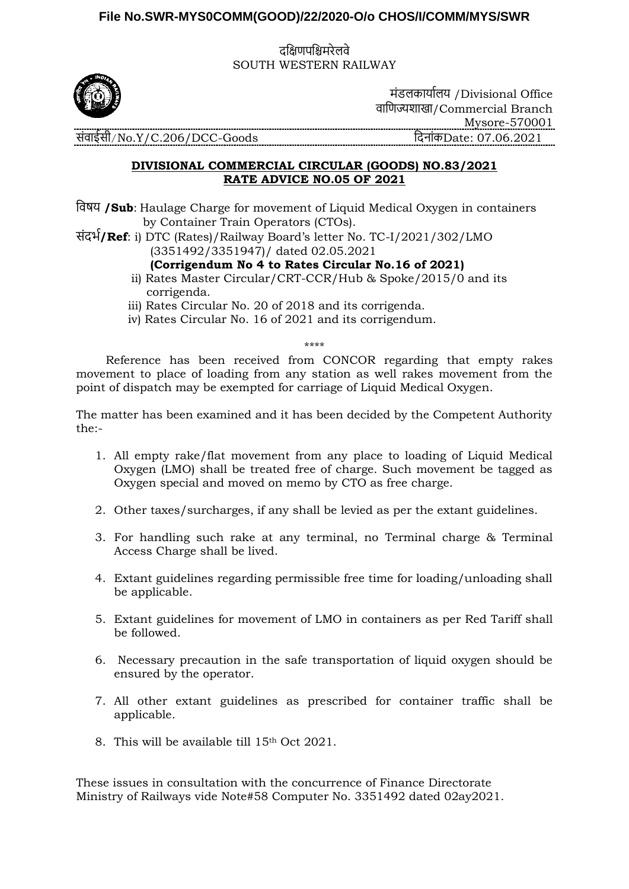**File No.SWR-MYS0COMM(GOOD)/22/2020-O/o CHOS/I/COMM/MYS/SWR**

दक्षिणपश्चिमरेलवे
SOUTH WESTERN RAILWAY

मंडलकार्यालय /Divisional Office
वाणिज्यशाखा/Commercial Branch
Mysore-570001

संवाईसी/No.Y/C.206/DCC-Goods　　　　　　　　दिनांकDate: 07.06.2021

**DIVISIONAL COMMERCIAL CIRCULAR (GOODS) NO.83/2021**
**RATE ADVICE NO.05 OF 2021**

विषय **/Sub**: Haulage Charge for movement of Liquid Medical Oxygen in containers by Container Train Operators (CTOs).

संदर्भ**/Ref**: i) DTC (Rates)/Railway Board's letter No. TC-I/2021/302/LMO (3351492/3351947)/ dated 02.05.2021
**(Corrigendum No 4 to Rates Circular No.16 of 2021)**
ii) Rates Master Circular/CRT-CCR/Hub & Spoke/2015/0 and its corrigenda.
iii) Rates Circular No. 20 of 2018 and its corrigenda.
iv) Rates Circular No. 16 of 2021 and its corrigendum.

\*\*\*\*

Reference has been received from CONCOR regarding that empty rakes movement to place of loading from any station as well rakes movement from the point of dispatch may be exempted for carriage of Liquid Medical Oxygen.

The matter has been examined and it has been decided by the Competent Authority the:-

1. All empty rake/flat movement from any place to loading of Liquid Medical Oxygen (LMO) shall be treated free of charge. Such movement be tagged as Oxygen special and moved on memo by CTO as free charge.
2. Other taxes/surcharges, if any shall be levied as per the extant guidelines.
3. For handling such rake at any terminal, no Terminal charge & Terminal Access Charge shall be lived.
4. Extant guidelines regarding permissible free time for loading/unloading shall be applicable.
5. Extant guidelines for movement of LMO in containers as per Red Tariff shall be followed.
6. Necessary precaution in the safe transportation of liquid oxygen should be ensured by the operator.
7. All other extant guidelines as prescribed for container traffic shall be applicable.
8. This will be available till 15th Oct 2021.

These issues in consultation with the concurrence of Finance Directorate Ministry of Railways vide Note#58 Computer No. 3351492 dated 02ay2021.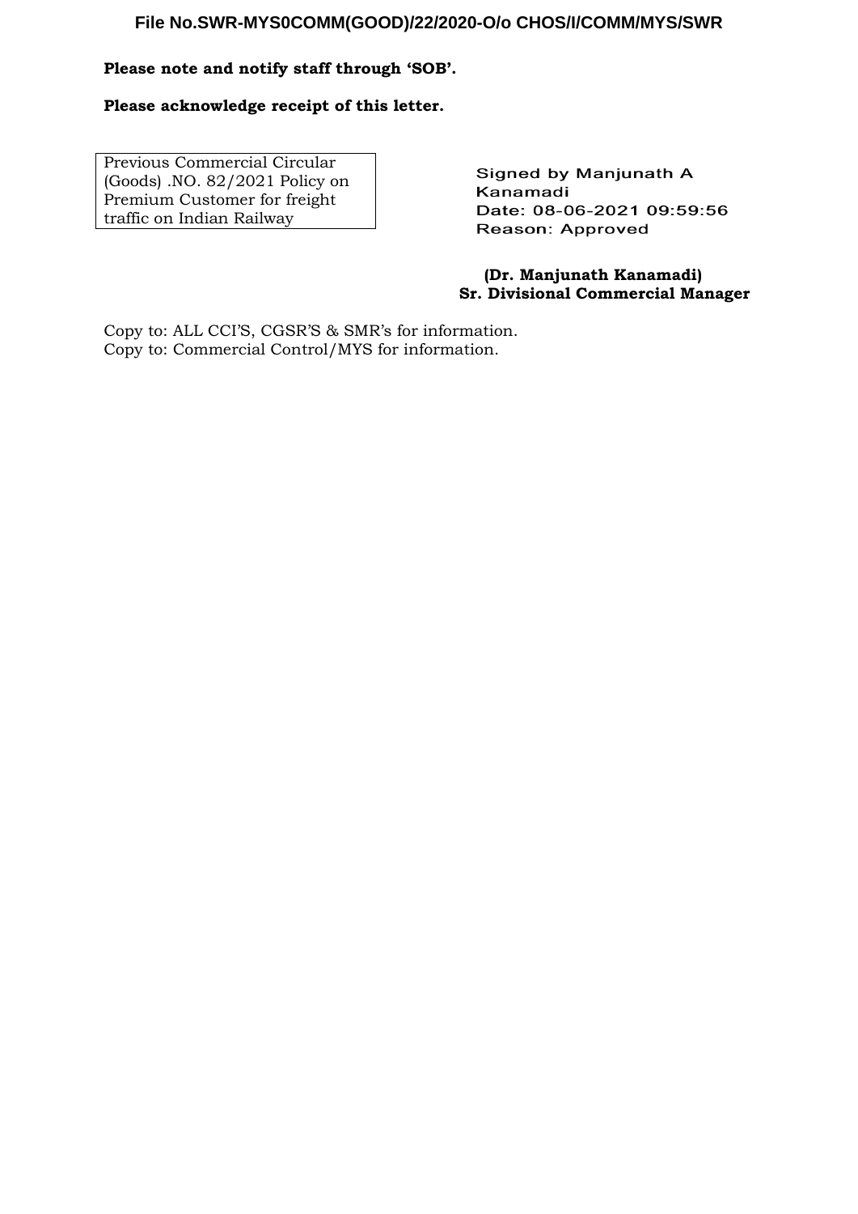File No.SWR-MYS0COMM(GOOD)/22/2020-O/o CHOS/I/COMM/MYS/SWR

**Please note and notify staff through 'SOB'.**

**Please acknowledge receipt of this letter.**

Previous Commercial Circular (Goods) .NO. 82/2021 Policy on Premium Customer for freight traffic on Indian Railway

Signed by Manjunath A Kanamadi
Date: 08-06-2021 09:59:56
Reason: Approved

**(Dr. Manjunath Kanamadi)**
**Sr. Divisional Commercial Manager**

Copy to: ALL CCI'S, CGSR'S & SMR's for information.
Copy to: Commercial Control/MYS for information.